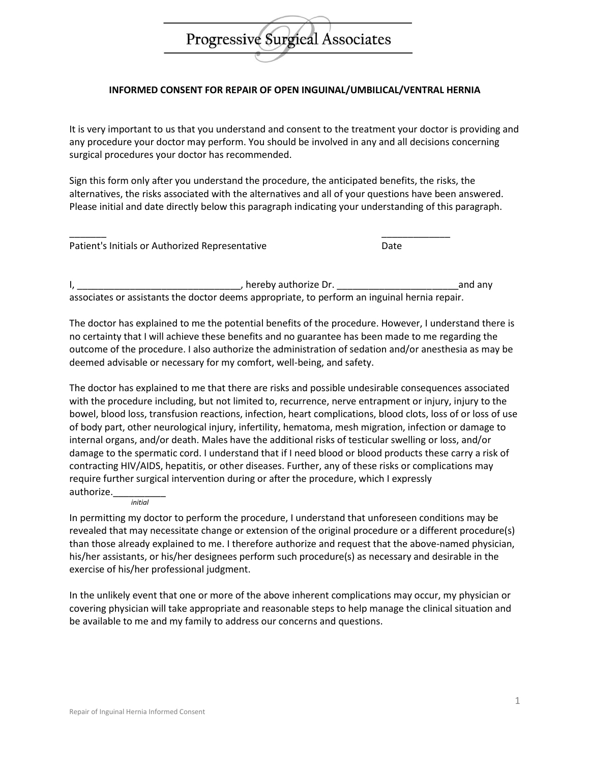Progressive Surgical Associates

**INFORMED CONSENT FOR REPAIR OF OPEN INGUINAL/UMBILICAL/VENTRAL HERNIA**

It is very important to us that you understand and consent to the treatment your doctor is providing and any procedure your doctor may perform. You should be involved in any and all decisions concerning surgical procedures your doctor has recommended.

Sign this form only after you understand the procedure, the anticipated benefits, the risks, the alternatives, the risks associated with the alternatives and all of your questions have been answered. Please initial and date directly below this paragraph indicating your understanding of this paragraph.

_______ _____________
Patient's Initials or Authorized Representative Date

I, _______________________________, hereby authorize Dr. _______________________and any associates or assistants the doctor deems appropriate, to perform an inguinal hernia repair.

The doctor has explained to me the potential benefits of the procedure. However, I understand there is no certainty that I will achieve these benefits and no guarantee has been made to me regarding the outcome of the procedure. I also authorize the administration of sedation and/or anesthesia as may be deemed advisable or necessary for my comfort, well-being, and safety.

The doctor has explained to me that there are risks and possible undesirable consequences associated with the procedure including, but not limited to, recurrence, nerve entrapment or injury, injury to the bowel, blood loss, transfusion reactions, infection, heart complications, blood clots, loss of or loss of use of body part, other neurological injury, infertility, hematoma, mesh migration, infection or damage to internal organs, and/or death. Males have the additional risks of testicular swelling or loss, and/or damage to the spermatic cord. I understand that if I need blood or blood products these carry a risk of contracting HIV/AIDS, hepatitis, or other diseases. Further, any of these risks or complications may require further surgical intervention during or after the procedure, which I expressly authorize.__________
*initial*

In permitting my doctor to perform the procedure, I understand that unforeseen conditions may be revealed that may necessitate change or extension of the original procedure or a different procedure(s) than those already explained to me. I therefore authorize and request that the above-named physician, his/her assistants, or his/her designees perform such procedure(s) as necessary and desirable in the exercise of his/her professional judgment.

In the unlikely event that one or more of the above inherent complications may occur, my physician or covering physician will take appropriate and reasonable steps to help manage the clinical situation and be available to me and my family to address our concerns and questions.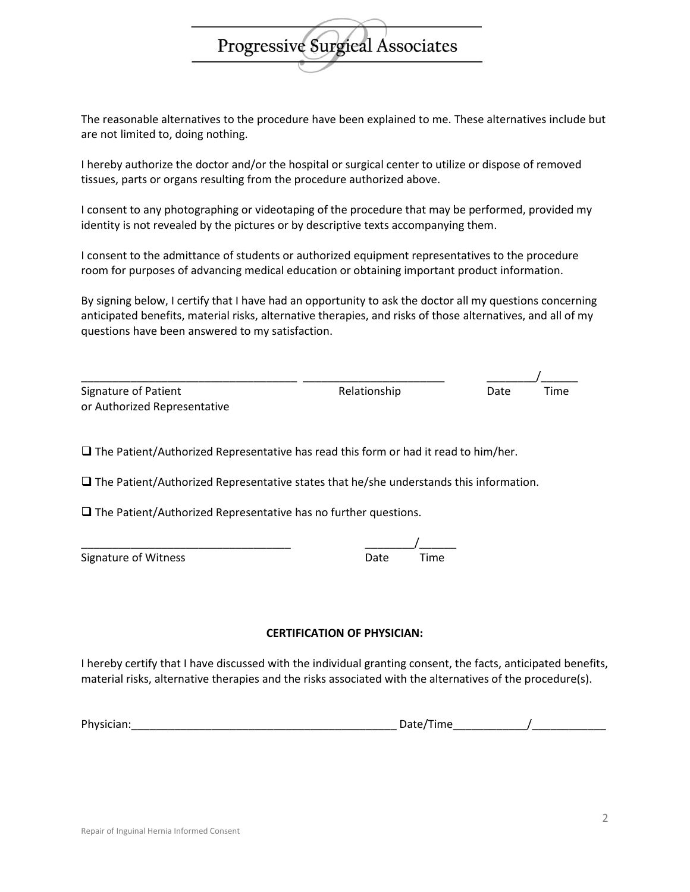The reasonable alternatives to the procedure have been explained to me. These alternatives include but are not limited to, doing nothing.

I hereby authorize the doctor and/or the hospital or surgical center to utilize or dispose of removed tissues, parts or organs resulting from the procedure authorized above.

I consent to any photographing or videotaping of the procedure that may be performed, provided my identity is not revealed by the pictures or by descriptive texts accompanying them.

I consent to the admittance of students or authorized equipment representatives to the procedure room for purposes of advancing medical education or obtaining important product information.

By signing below, I certify that I have had an opportunity to ask the doctor all my questions concerning anticipated benefits, material risks, alternative therapies, and risks of those alternatives, and all of my questions have been answered to my satisfaction.

___________________________________ _______________________ ________/______

Signature of Patient or Authorized Representative — Relationship — Date / Time

☐ The Patient/Authorized Representative has read this form or had it read to him/her.

☐ The Patient/Authorized Representative states that he/she understands this information.

☐ The Patient/Authorized Representative has no further questions.

__________________________________ ________/______

Signature of Witness — Date / Time

**CERTIFICATION OF PHYSICIAN:**

I hereby certify that I have discussed with the individual granting consent, the facts, anticipated benefits, material risks, alternative therapies and the risks associated with the alternatives of the procedure(s).

Physician:___________________________________________ Date/Time____________/____________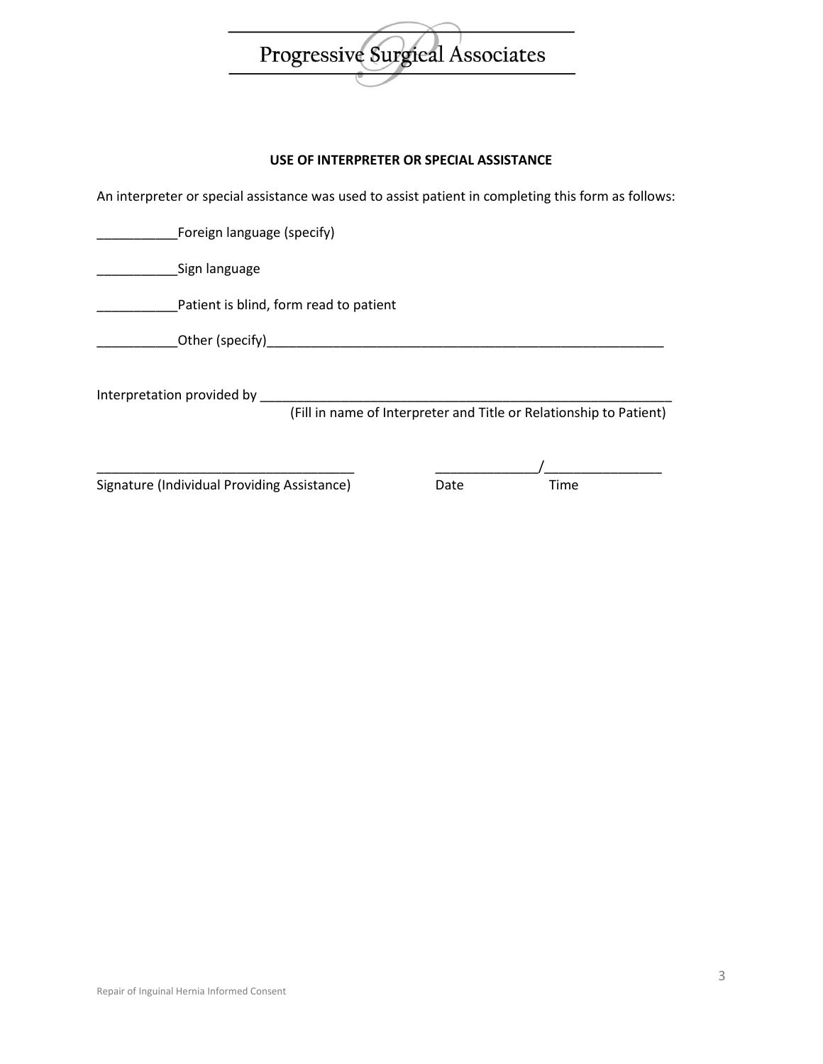Progressive Surgical Associates

**USE OF INTERPRETER OR SPECIAL ASSISTANCE**

An interpreter or special assistance was used to assist patient in completing this form as follows:

___________Foreign language (specify)

___________Sign language

___________Patient is blind, form read to patient

___________Other (specify)_________________________________________________________

Interpretation provided by ___________________________________________________________
(Fill in name of Interpreter and Title or Relationship to Patient)

___________________________________ ______________/________________
Signature (Individual Providing Assistance) Date Time